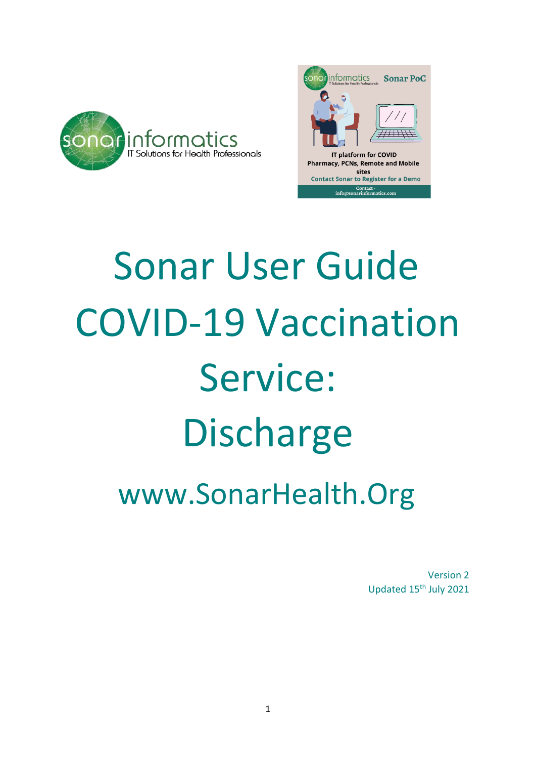# Sonar User Guide COVID-19 Vaccination Service: Discharge

www.SonarHealth.Org

Version 2
Updated 15th July 2021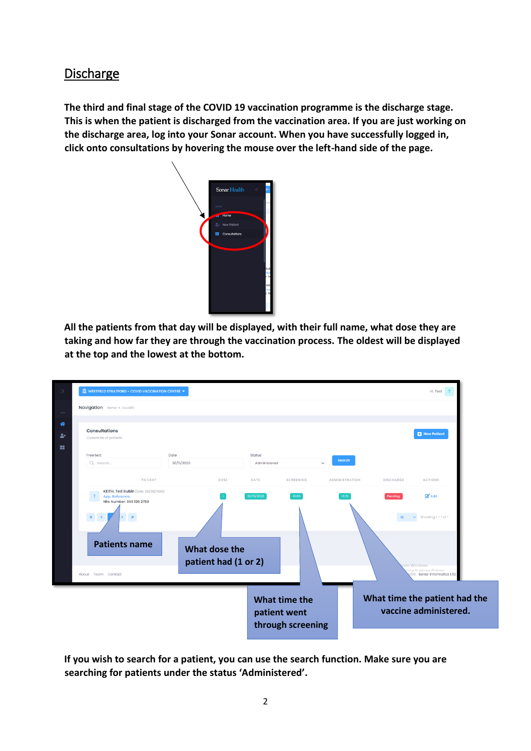## Discharge

**The third and final stage of the COVID 19 vaccination programme is the discharge stage. This is when the patient is discharged from the vaccination area. If you are just working on the discharge area, log into your Sonar account. When you have successfully logged in, click onto consultations by hovering the mouse over the left-hand side of the page.**

**All the patients from that day will be displayed, with their full name, what dose they are taking and how far they are through the vaccination process. The oldest will be displayed at the top and the lowest at the bottom.**

**Patients name**

**What dose the patient had (1 or 2)**

**What time the patient went through screening**

**What time the patient had the vaccine administered.**

**If you wish to search for a patient, you can use the search function. Make sure you are searching for patients under the status 'Administered'.**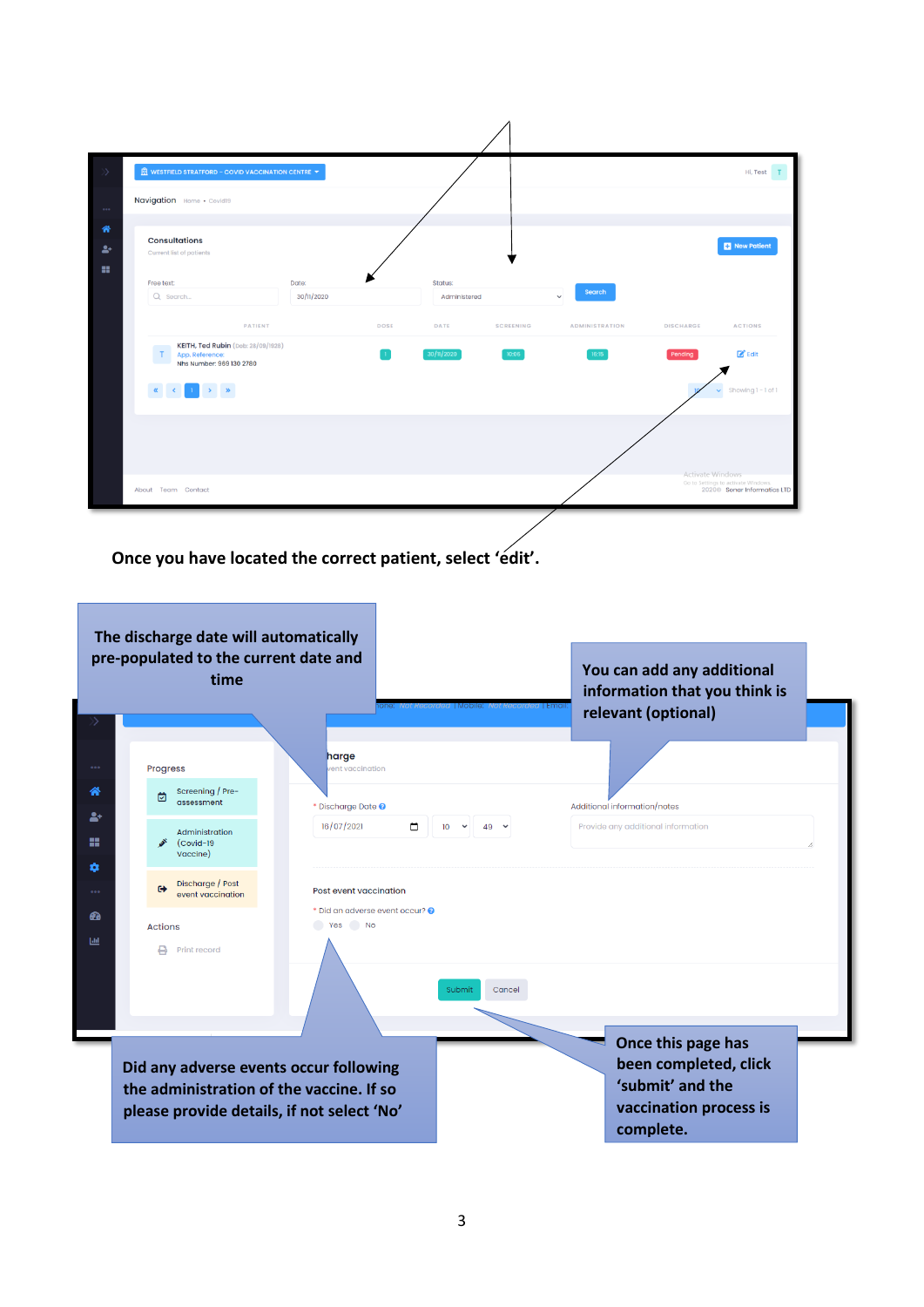Once you have located the correct patient, select 'edit'.

The discharge date will automatically pre-populated to the current date and time

You can add any additional information that you think is relevant (optional)

Did any adverse events occur following the administration of the vaccine. If so please provide details, if not select 'No'

Once this page has been completed, click 'submit' and the vaccination process is complete.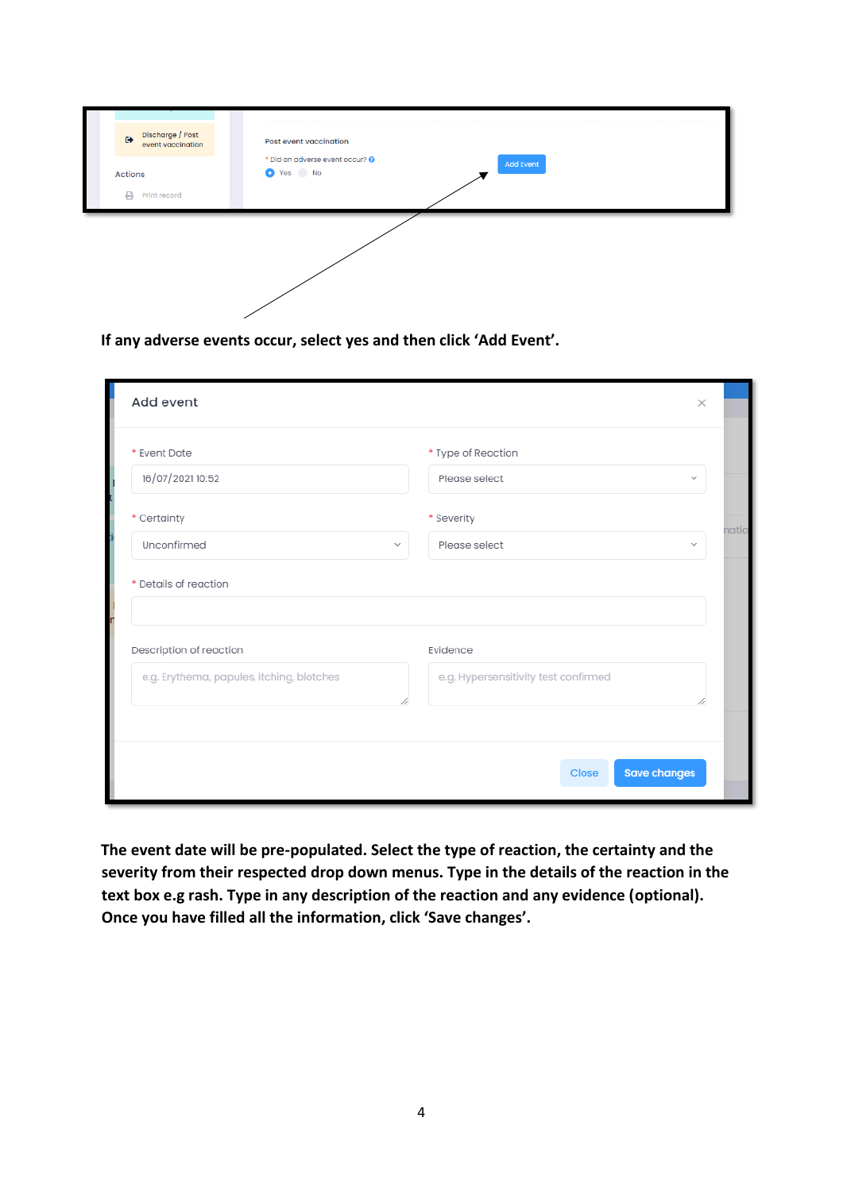If any adverse events occur, select yes and then click ‘Add Event’.

The event date will be pre-populated. Select the type of reaction, the certainty and the severity from their respected drop down menus. Type in the details of the reaction in the text box e.g rash. Type in any description of the reaction and any evidence (optional). Once you have filled all the information, click ‘Save changes’.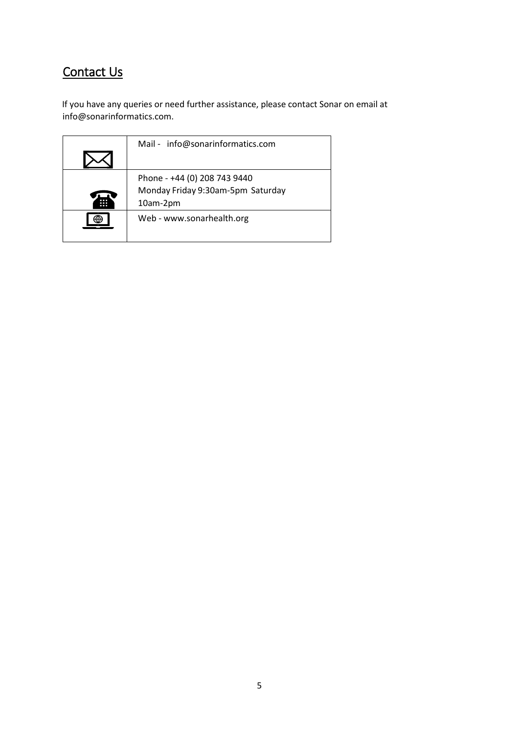## Contact Us

If you have any queries or need further assistance, please contact Sonar on email at info@sonarinformatics.com.

| | |
|---|---|
| | Mail -   info@sonarinformatics.com |
| | Phone - +44 (0) 208 743 9440<br>Monday Friday 9:30am-5pm Saturday 10am-2pm |
| | Web - www.sonarhealth.org |